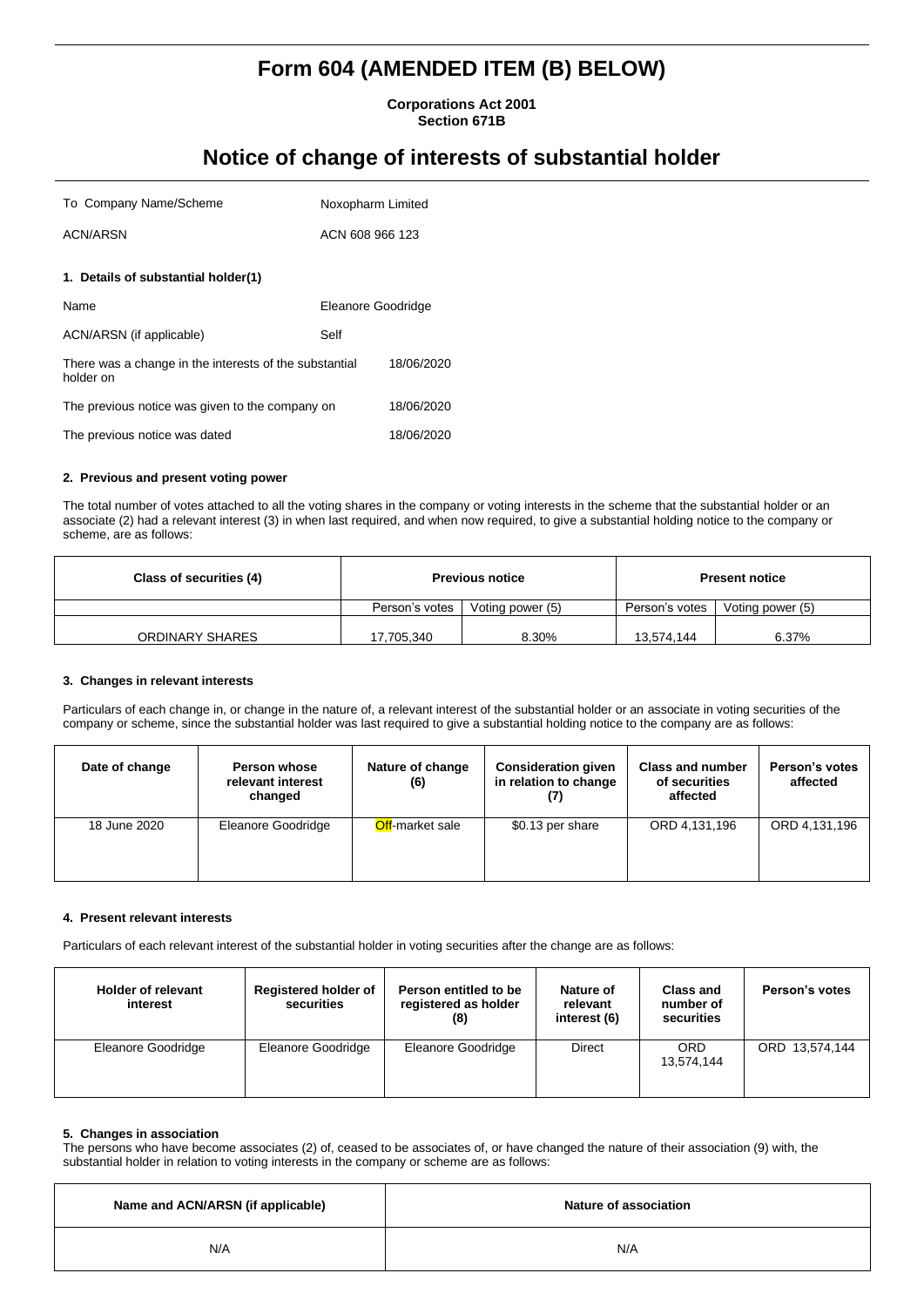# Form 604 (AMENDED ITEM (B) BELOW)

**Corporations Act 2001**
**Section 671B**

## Notice of change of interests of substantial holder

| | |
|---|---|
| To Company Name/Scheme | Noxopharm Limited |
| ACN/ARSN | ACN 608 966 123 |

### 1. Details of substantial holder(1)

| | |
|---|---|
| Name | Eleanore Goodridge |
| ACN/ARSN (if applicable) | Self |
| There was a change in the interests of the substantial holder on | 18/06/2020 |
| The previous notice was given to the company on | 18/06/2020 |
| The previous notice was dated | 18/06/2020 |

### 2. Previous and present voting power

The total number of votes attached to all the voting shares in the company or voting interests in the scheme that the substantial holder or an associate (2) had a relevant interest (3) in when last required, and when now required, to give a substantial holding notice to the company or scheme, are as follows:

| Class of securities (4) | Previous notice | | Present notice | |
|---|---|---|---|---|
| | Person's votes | Voting power (5) | Person's votes | Voting power (5) |
| ORDINARY SHARES | 17,705,340 | 8.30% | 13,574,144 | 6.37% |

### 3. Changes in relevant interests

Particulars of each change in, or change in the nature of, a relevant interest of the substantial holder or an associate in voting securities of the company or scheme, since the substantial holder was last required to give a substantial holding notice to the company are as follows:

| Date of change | Person whose relevant interest changed | Nature of change (6) | Consideration given in relation to change (7) | Class and number of securities affected | Person's votes affected |
|---|---|---|---|---|---|
| 18 June 2020 | Eleanore Goodridge | Off-market sale | $0.13 per share | ORD 4,131,196 | ORD 4,131,196 |

### 4. Present relevant interests

Particulars of each relevant interest of the substantial holder in voting securities after the change are as follows:

| Holder of relevant interest | Registered holder of securities | Person entitled to be registered as holder (8) | Nature of relevant interest (6) | Class and number of securities | Person's votes |
|---|---|---|---|---|---|
| Eleanore Goodridge | Eleanore Goodridge | Eleanore Goodridge | Direct | ORD 13,574,144 | ORD 13,574,144 |

### 5. Changes in association

The persons who have become associates (2) of, ceased to be associates of, or have changed the nature of their association (9) with, the substantial holder in relation to voting interests in the company or scheme are as follows:

| Name and ACN/ARSN (if applicable) | Nature of association |
|---|---|
| N/A | N/A |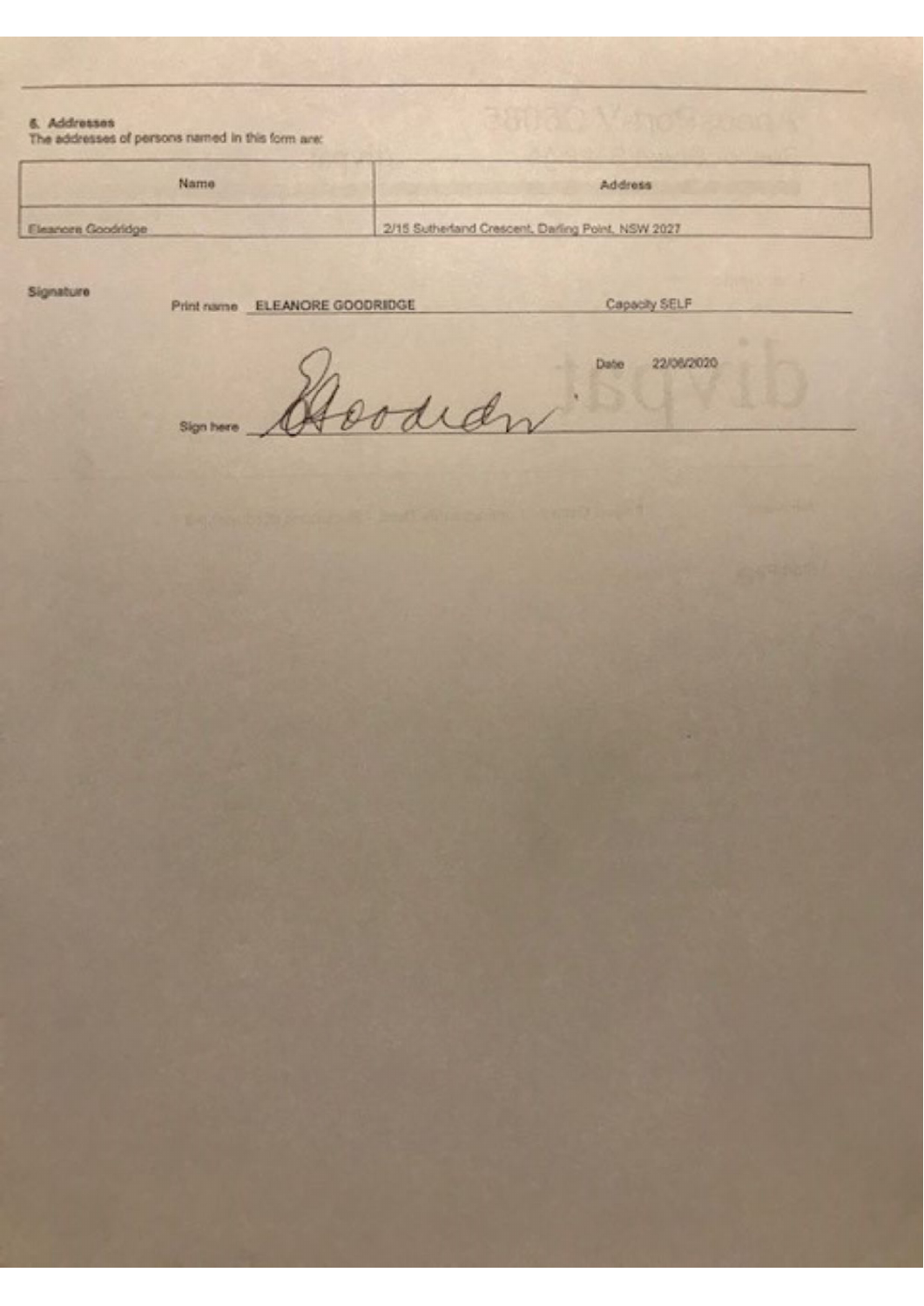**6. Addresses**

The addresses of persons named in this form are:

| Name | Address |
| --- | --- |
| Eleanore Goodridge | 2/15 Sutherland Crescent, Darling Point, NSW 2027 |

**Signature**

Print name ELEANORE GOODRIDGE

Capacity SELF

Date 22/06/2020

Sign here